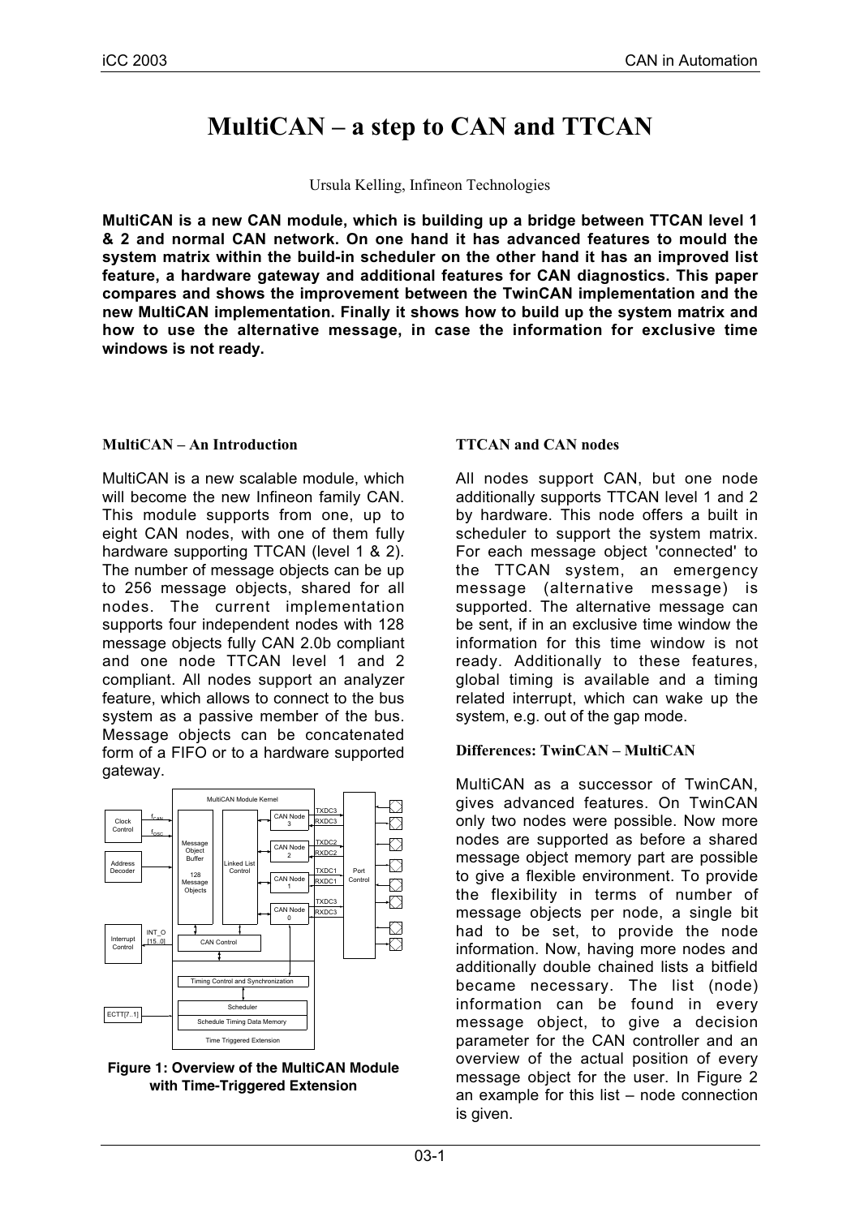#  MultiCAN – a step to CAN and TTCAN

Ursula Kelling, Infineon Technologies

**MultiCAN is a new CAN module, which is building up a bridge between TTCAN level 1 & 2 and normal CAN network. On one hand it has advanced features to mould the system matrix within the build-in scheduler on the other hand it has an improved list feature, a hardware gateway and additional features for CAN diagnostics. This paper compares and shows the improvement between the TwinCAN implementation and the new MultiCAN implementation. Finally it shows how to build up the system matrix and how to use the alternative message, in case the information for exclusive time windows is not ready.**

## MultiCAN – An Introduction

MultiCAN is a new scalable module, which will become the new Infineon family CAN. This module supports from one, up to eight CAN nodes, with one of them fully hardware supporting TTCAN (level 1 & 2). The number of message objects can be up to 256 message objects, shared for all nodes. The current implementation supports four independent nodes with 128 message objects fully CAN 2.0b compliant and one node TTCAN level 1 and 2 compliant. All nodes support an analyzer feature, which allows to connect to the bus system as a passive member of the bus. Message objects can be concatenated form of a FIFO or to a hardware supported gateway.

**Figure 1: Overview of the MultiCAN Module with Time-Triggered Extension**

## TTCAN and CAN nodes

All nodes support CAN, but one node additionally supports TTCAN level 1 and 2 by hardware. This node offers a built in scheduler to support the system matrix. For each message object 'connected' to the TTCAN system, an emergency message (alternative message) is supported. The alternative message can be sent, if in an exclusive time window the information for this time window is not ready. Additionally to these features, global timing is available and a timing related interrupt, which can wake up the system, e.g. out of the gap mode.

## Differences: TwinCAN – MultiCAN

MultiCAN as a successor of TwinCAN, gives advanced features. On TwinCAN only two nodes were possible. Now more nodes are supported as before a shared message object memory part are possible to give a flexible environment. To provide the flexibility in terms of number of message objects per node, a single bit had to be set, to provide the node information. Now, having more nodes and additionally double chained lists a bitfield became necessary. The list (node) information can be found in every message object, to give a decision parameter for the CAN controller and an overview of the actual position of every message object for the user. In Figure 2 an example for this list – node connection is given.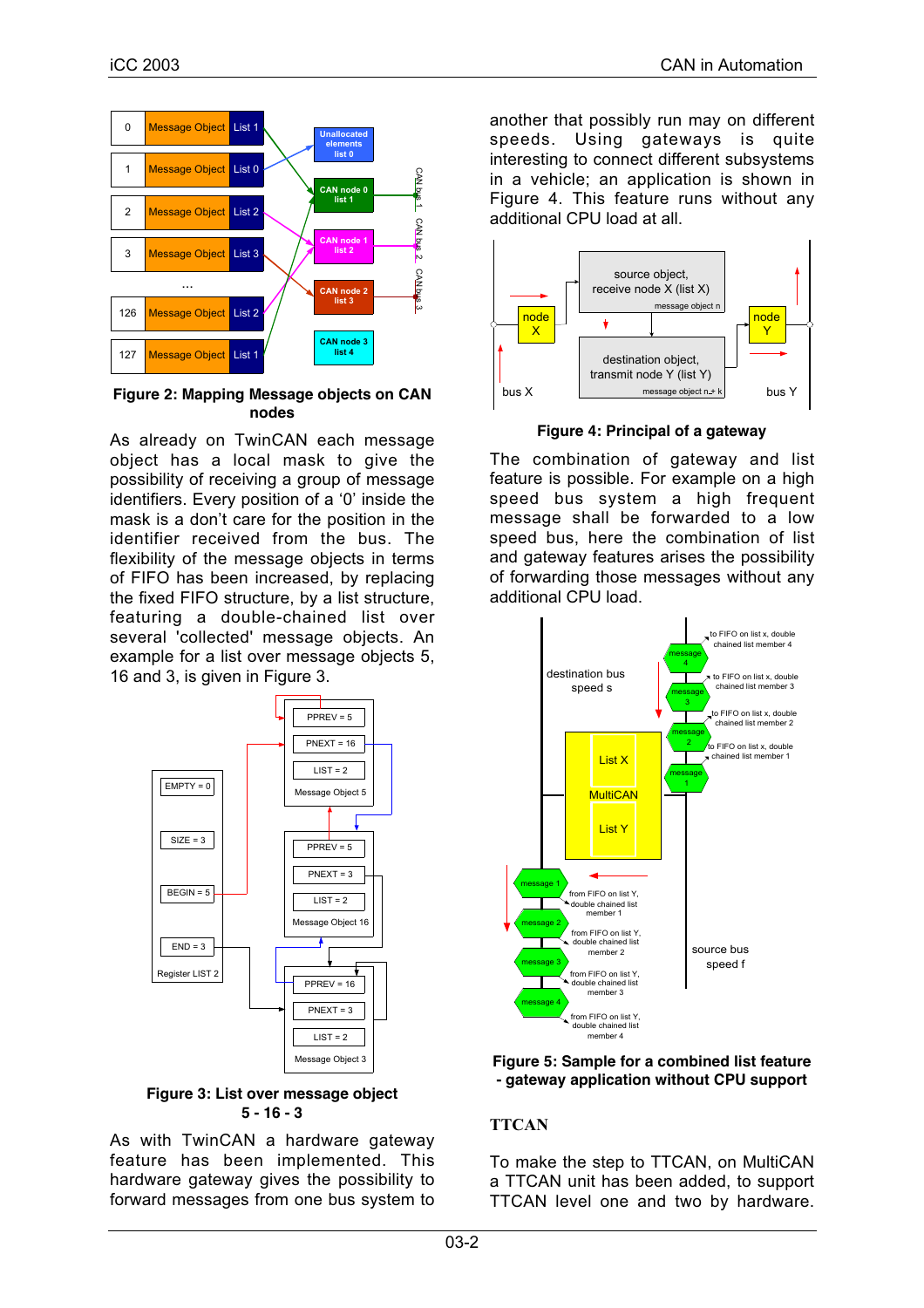Figure 2: Mapping Message objects on CAN nodes

As already on TwinCAN each message object has a local mask to give the possibility of receiving a group of message identifiers. Every position of a '0' inside the mask is a don't care for the position in the identifier received from the bus. The flexibility of the message objects in terms of FIFO has been increased, by replacing the fixed FIFO structure, by a list structure, featuring a double-chained list over several 'collected' message objects. An example for a list over message objects 5, 16 and 3, is given in Figure 3.

Figure 3: List over message object 5 - 16 - 3

As with TwinCAN a hardware gateway feature has been implemented. This hardware gateway gives the possibility to forward messages from one bus system to another that possibly run may on different speeds. Using gateways is quite interesting to connect different subsystems in a vehicle; an application is shown in Figure 4. This feature runs without any additional CPU load at all.

Figure 4: Principal of a gateway

The combination of gateway and list feature is possible. For example on a high speed bus system a high frequent message shall be forwarded to a low speed bus, here the combination of list and gateway features arises the possibility of forwarding those messages without any additional CPU load.

Figure 5: Sample for a combined list feature - gateway application without CPU support

## TTCAN

To make the step to TTCAN, on MultiCAN a TTCAN unit has been added, to support TTCAN level one and two by hardware.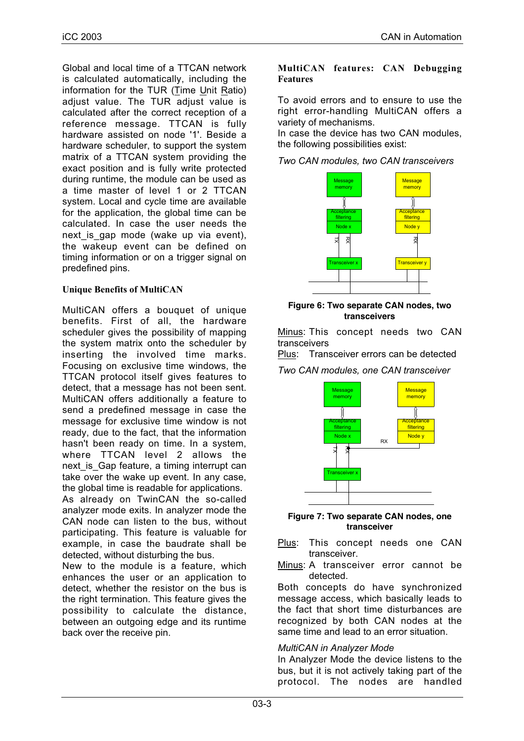Global and local time of a TTCAN network is calculated automatically, including the information for the TUR (Time Unit Ratio) adjust value. The TUR adjust value is calculated after the correct reception of a reference message. TTCAN is fully hardware assisted on node '1'. Beside a hardware scheduler, to support the system matrix of a TTCAN system providing the exact position and is fully write protected during runtime, the module can be used as a time master of level 1 or 2 TTCAN system. Local and cycle time are available for the application, the global time can be calculated. In case the user needs the next_is_gap mode (wake up via event), the wakeup event can be defined on timing information or on a trigger signal on predefined pins.

### Unique Benefits of MultiCAN

MultiCAN offers a bouquet of unique benefits. First of all, the hardware scheduler gives the possibility of mapping the system matrix onto the scheduler by inserting the involved time marks. Focusing on exclusive time windows, the TTCAN protocol itself gives features to detect, that a message has not been sent. MultiCAN offers additionally a feature to send a predefined message in case the message for exclusive time window is not ready, due to the fact, that the information hasn't been ready on time. In a system, where TTCAN level 2 allows the next_is_Gap feature, a timing interrupt can take over the wake up event. In any case, the global time is readable for applications.
As already on TwinCAN the so-called analyzer mode exits. In analyzer mode the CAN node can listen to the bus, without participating. This feature is valuable for example, in case the baudrate shall be detected, without disturbing the bus.
New to the module is a feature, which enhances the user or an application to detect, whether the resistor on the bus is the right termination. This feature gives the possibility to calculate the distance, between an outgoing edge and its runtime back over the receive pin.

### MultiCAN features: CAN Debugging Features

To avoid errors and to ensure to use the right error-handling MultiCAN offers a variety of mechanisms.
In case the device has two CAN modules, the following possibilities exist:

*Two CAN modules, two CAN transceivers*

Message memory | Acceptance filtering | Node x | TX | RX | Transceiver x
Message memory | Acceptance filtering | Node y | RX | Transceiver y

**Figure 6: Two separate CAN nodes, two transceivers**

Minus: This concept needs two CAN transceivers
Plus: Transceiver errors can be detected

*Two CAN modules, one CAN transceiver*

Message memory | Acceptance filtering | Node x | TX | RX | Transceiver x
Message memory | Acceptance filtering | Node y | RX

**Figure 7: Two separate CAN nodes, one transceiver**

Plus: This concept needs one CAN transceiver.
Minus: A transceiver error cannot be detected.

Both concepts do have synchronized message access, which basically leads to the fact that short time disturbances are recognized by both CAN nodes at the same time and lead to an error situation.

*MultiCAN in Analyzer Mode*
In Analyzer Mode the device listens to the bus, but it is not actively taking part of the protocol. The nodes are handled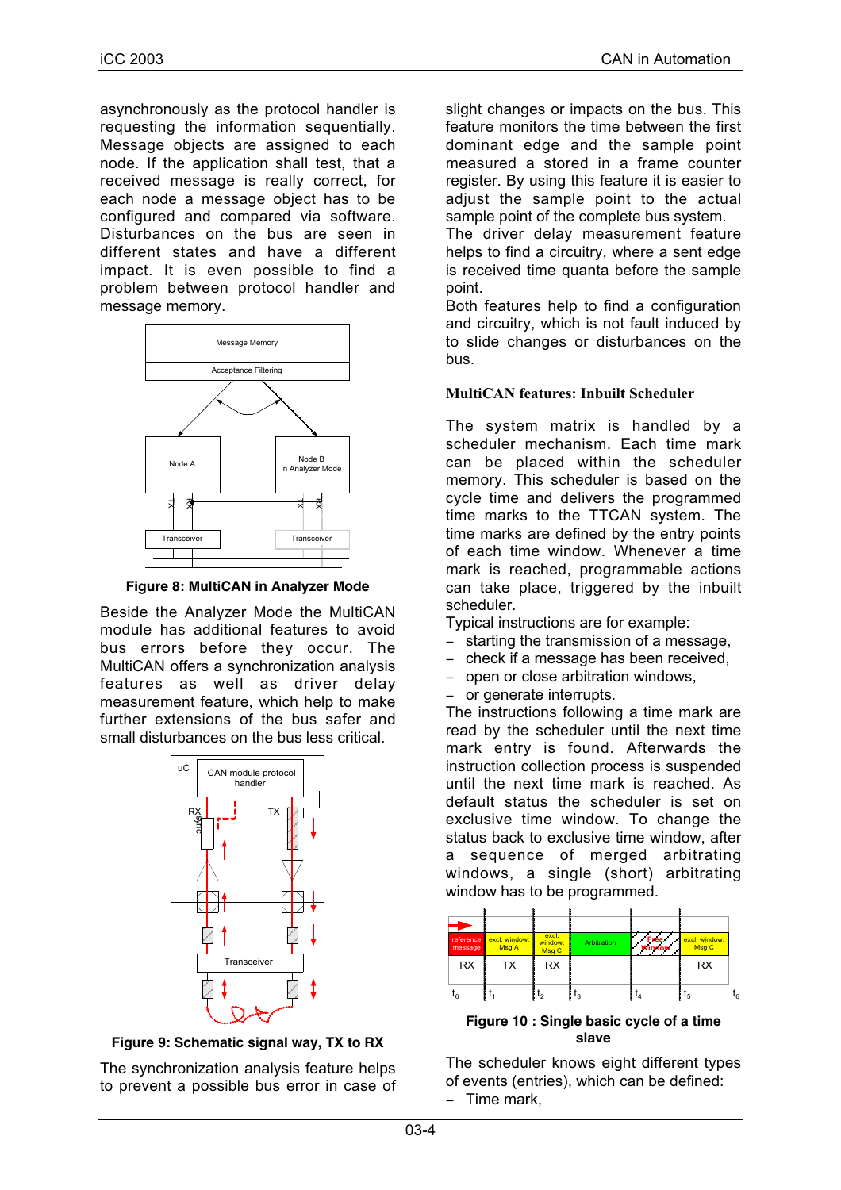asynchronously as the protocol handler is requesting the information sequentially. Message objects are assigned to each node. If the application shall test, that a received message is really correct, for each node a message object has to be configured and compared via software. Disturbances on the bus are seen in different states and have a different impact. It is even possible to find a problem between protocol handler and message memory.

**Figure 8: MultiCAN in Analyzer Mode**

Beside the Analyzer Mode the MultiCAN module has additional features to avoid bus errors before they occur. The MultiCAN offers a synchronization analysis features as well as driver delay measurement feature, which help to make further extensions of the bus safer and small disturbances on the bus less critical.

**Figure 9: Schematic signal way, TX to RX**

The synchronization analysis feature helps to prevent a possible bus error in case of slight changes or impacts on the bus. This feature monitors the time between the first dominant edge and the sample point measured a stored in a frame counter register. By using this feature it is easier to adjust the sample point to the actual sample point of the complete bus system.

The driver delay measurement feature helps to find a circuitry, where a sent edge is received time quanta before the sample point.

Both features help to find a configuration and circuitry, which is not fault induced by to slide changes or disturbances on the bus.

### MultiCAN features: Inbuilt Scheduler

The system matrix is handled by a scheduler mechanism. Each time mark can be placed within the scheduler memory. This scheduler is based on the cycle time and delivers the programmed time marks to the TTCAN system. The time marks are defined by the entry points of each time window. Whenever a time mark is reached, programmable actions can take place, triggered by the inbuilt scheduler.

Typical instructions are for example:

- starting the transmission of a message,
- check if a message has been received,
- open or close arbitration windows,
- or generate interrupts.

The instructions following a time mark are read by the scheduler until the next time mark entry is found. Afterwards the instruction collection process is suspended until the next time mark is reached. As default status the scheduler is set on exclusive time window. To change the status back to exclusive time window, after a sequence of merged arbitrating windows, a single (short) arbitrating window has to be programmed.

**Figure 10 : Single basic cycle of a time slave**

The scheduler knows eight different types of events (entries), which can be defined:

- Time mark,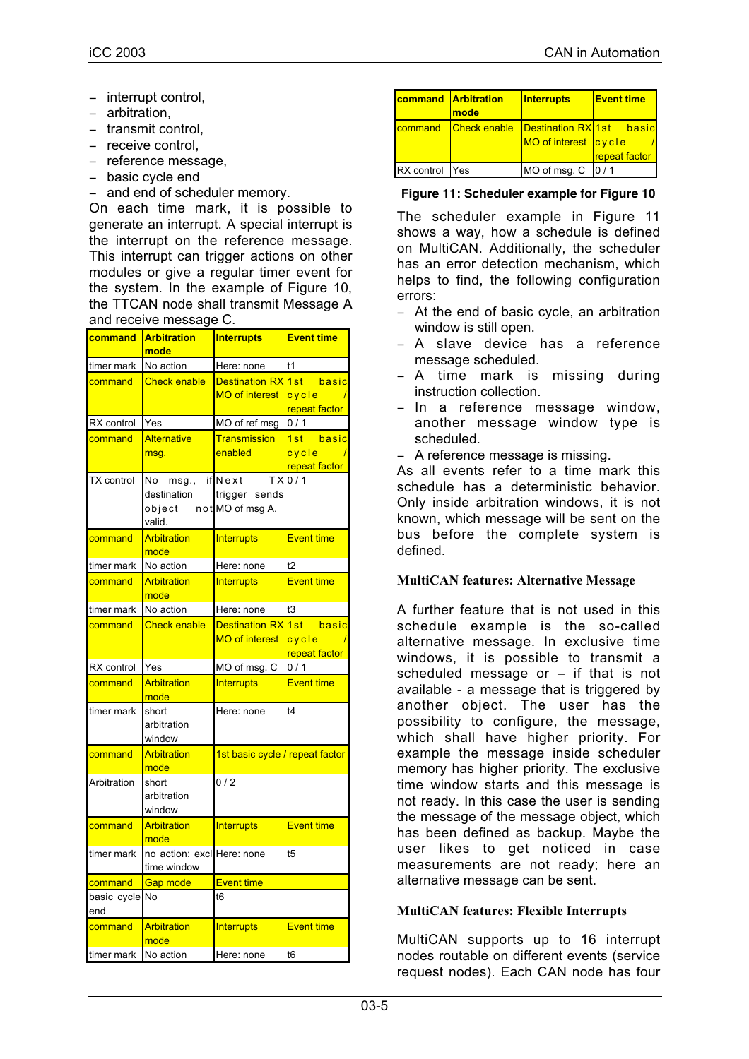- interrupt control,
- arbitration,
- transmit control,
- receive control,
- reference message,
- basic cycle end
- and end of scheduler memory.

On each time mark, it is possible to generate an interrupt. A special interrupt is the interrupt on the reference message. This interrupt can trigger actions on other modules or give a regular timer event for the system. In the example of Figure 10, the TTCAN node shall transmit Message A and receive message C.

| command | Arbitration mode | Interrupts | Event time |
|---|---|---|---|
| timer mark | No action | Here: none | t1 |
| command | Check enable | Destination RX MO of interest | 1st basic cycle / repeat factor |
| RX control | Yes | MO of ref msg | 0 / 1 |
| command | Alternative msg. | Transmission enabled | 1st basic cycle / repeat factor |
| TX control | No msg., if destination object not valid. | Next TX trigger sends MO of msg A. | 0 / 1 |
| command | Arbitration mode | Interrupts | Event time |
| timer mark | No action | Here: none | t2 |
| command | Arbitration mode | Interrupts | Event time |
| timer mark | No action | Here: none | t3 |
| command | Check enable | Destination RX MO of interest | 1st basic cycle / repeat factor |
| RX control | Yes | MO of msg. C | 0 / 1 |
| command | Arbitration mode | Interrupts | Event time |
| timer mark | short arbitration window | Here: none | t4 |
| command | Arbitration mode | 1st basic cycle / repeat factor | |
| Arbitration | short arbitration window | 0 / 2 | |
| command | Arbitration mode | Interrupts | Event time |
| timer mark | no action: excl time window | Here: none | t5 |
| command | Gap mode | Event time | |
| basic cycle end | No | t6 | |
| command | Arbitration mode | Interrupts | Event time |
| timer mark | No action | Here: none | t6 |
| command | Arbitration mode | Interrupts | Event time |
| command | Check enable | Destination RX MO of interest | 1st basic cycle / repeat factor |
| RX control | Yes | MO of msg. C | 0 / 1 |

**Figure 11: Scheduler example for Figure 10**

The scheduler example in Figure 11 shows a way, how a schedule is defined on MultiCAN. Additionally, the scheduler has an error detection mechanism, which helps to find, the following configuration errors:

- At the end of basic cycle, an arbitration window is still open.
- A slave device has a reference message scheduled.
- A time mark is missing during instruction collection.
- In a reference message window, another message window type is scheduled.
- A reference message is missing.

As all events refer to a time mark this schedule has a deterministic behavior. Only inside arbitration windows, it is not known, which message will be sent on the bus before the complete system is defined.

### MultiCAN features: Alternative Message

A further feature that is not used in this schedule example is the so-called alternative message. In exclusive time windows, it is possible to transmit a scheduled message or – if that is not available - a message that is triggered by another object. The user has the possibility to configure, the message, which shall have higher priority. For example the message inside scheduler memory has higher priority. The exclusive time window starts and this message is not ready. In this case the user is sending the message of the message object, which has been defined as backup. Maybe the user likes to get noticed in case measurements are not ready; here an alternative message can be sent.

### MultiCAN features: Flexible Interrupts

MultiCAN supports up to 16 interrupt nodes routable on different events (service request nodes). Each CAN node has four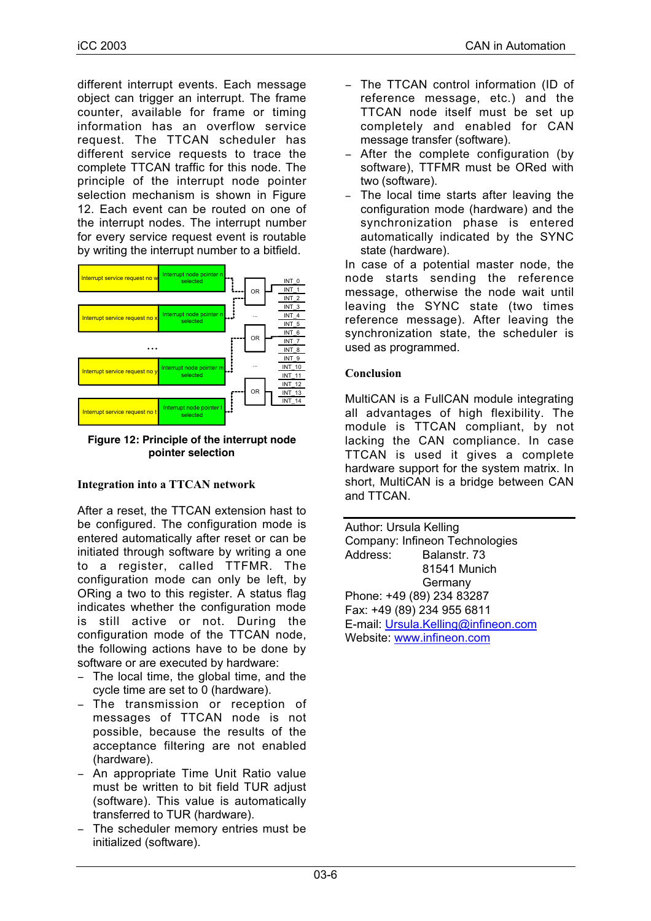different interrupt events. Each message object can trigger an interrupt. The frame counter, available for frame or timing information has an overflow service request. The TTCAN scheduler has different service requests to trace the complete TTCAN traffic for this node. The principle of the interrupt node pointer selection mechanism is shown in Figure 12. Each event can be routed on one of the interrupt nodes. The interrupt number for every service request event is routable by writing the interrupt number to a bitfield.

Interrupt service request no w
Interrupt node pointer n selected
Interrupt service request no x
Interrupt node pointer n selected
...
Interrupt service request no y
Interrupt node pointer m selected
Interrupt service request no t
Interrupt node pointer l selected
OR
OR
OR
INT_0
INT_1
INT_2
INT_3
INT_4
INT_5
INT_6
INT_7
INT_8
INT_9
INT_10
INT_11
INT_12
INT_13
INT_14

**Figure 12: Principle of the interrupt node pointer selection**

## Integration into a TTCAN network

After a reset, the TTCAN extension hast to be configured. The configuration mode is entered automatically after reset or can be initiated through software by writing a one to a register, called TTFMR. The configuration mode can only be left, by ORing a two to this register. A status flag indicates whether the configuration mode is still active or not. During the configuration mode of the TTCAN node, the following actions have to be done by software or are executed by hardware:

- The local time, the global time, and the cycle time are set to 0 (hardware).
- The transmission or reception of messages of TTCAN node is not possible, because the results of the acceptance filtering are not enabled (hardware).
- An appropriate Time Unit Ratio value must be written to bit field TUR adjust (software). This value is automatically transferred to TUR (hardware).
- The scheduler memory entries must be initialized (software).
- The TTCAN control information (ID of reference message, etc.) and the TTCAN node itself must be set up completely and enabled for CAN message transfer (software).
- After the complete configuration (by software), TTFMR must be ORed with two (software).
- The local time starts after leaving the configuration mode (hardware) and the synchronization phase is entered automatically indicated by the SYNC state (hardware).

In case of a potential master node, the node starts sending the reference message, otherwise the node wait until leaving the SYNC state (two times reference message). After leaving the synchronization state, the scheduler is used as programmed.

## Conclusion

MultiCAN is a FullCAN module integrating all advantages of high flexibility. The module is TTCAN compliant, by not lacking the CAN compliance. In case TTCAN is used it gives a complete hardware support for the system matrix. In short, MultiCAN is a bridge between CAN and TTCAN.

---

Author: Ursula Kelling
Company: Infineon Technologies
Address: Balanstr. 73
81541 Munich
Germany
Phone: +49 (89) 234 83287
Fax: +49 (89) 234 955 6811
E-mail: Ursula.Kelling@infineon.com
Website: www.infineon.com